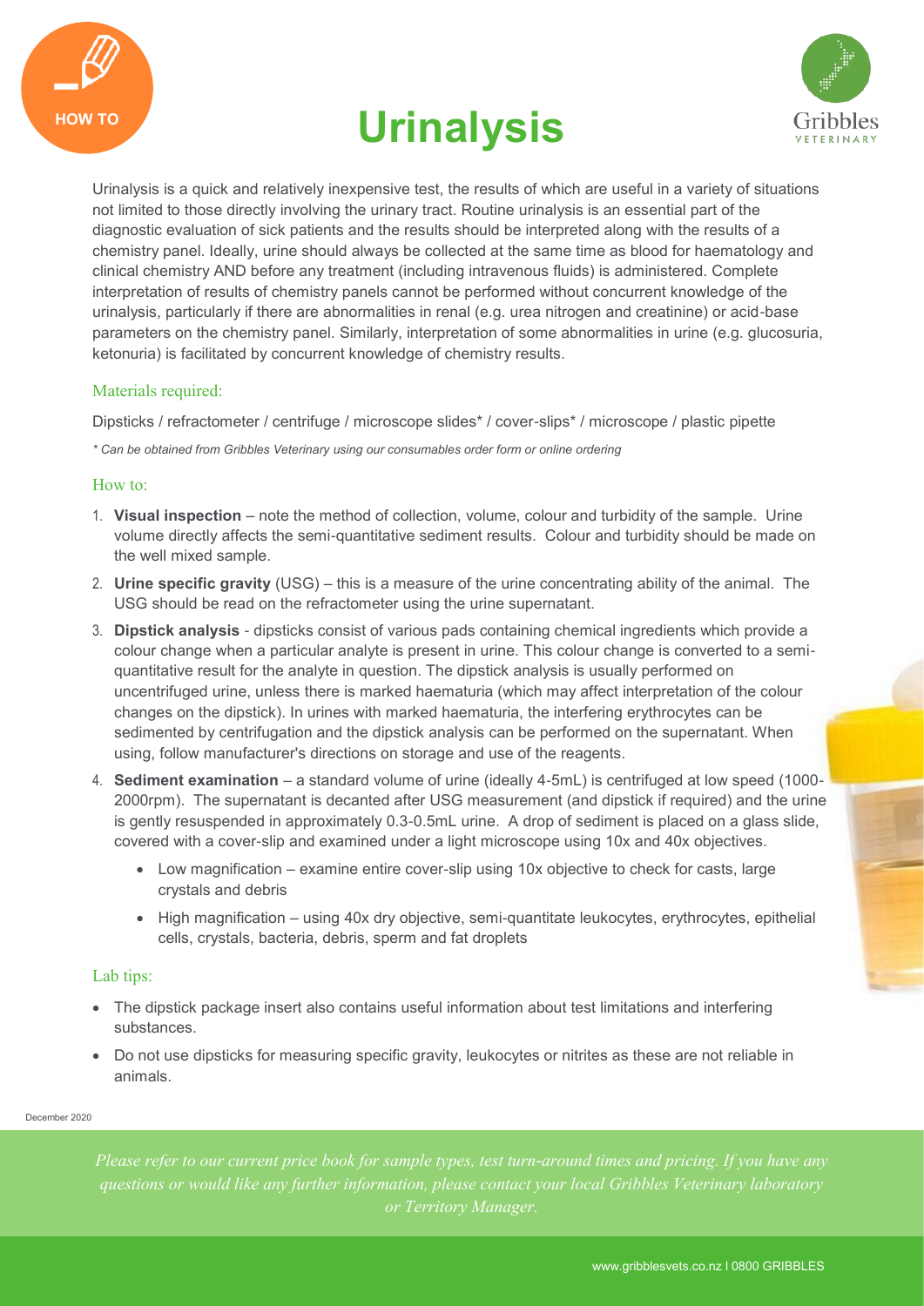HOW TO

# Urinalysis

Urinalysis is a quick and relatively inexpensive test, the results of which are useful in a variety of situations not limited to those directly involving the urinary tract. Routine urinalysis is an essential part of the diagnostic evaluation of sick patients and the results should be interpreted along with the results of a chemistry panel. Ideally, urine should always be collected at the same time as blood for haematology and clinical chemistry AND before any treatment (including intravenous fluids) is administered. Complete interpretation of results of chemistry panels cannot be performed without concurrent knowledge of the urinalysis, particularly if there are abnormalities in renal (e.g. urea nitrogen and creatinine) or acid-base parameters on the chemistry panel. Similarly, interpretation of some abnormalities in urine (e.g. glucosuria, ketonuria) is facilitated by concurrent knowledge of chemistry results.

## Materials required:

Dipsticks / refractometer / centrifuge / microscope slides* / cover-slips* / microscope / plastic pipette

*\* Can be obtained from Gribbles Veterinary using our consumables order form or online ordering*

## How to:

1. **Visual inspection** – note the method of collection, volume, colour and turbidity of the sample. Urine volume directly affects the semi-quantitative sediment results. Colour and turbidity should be made on the well mixed sample.
2. **Urine specific gravity** (USG) – this is a measure of the urine concentrating ability of the animal. The USG should be read on the refractometer using the urine supernatant.
3. **Dipstick analysis** - dipsticks consist of various pads containing chemical ingredients which provide a colour change when a particular analyte is present in urine. This colour change is converted to a semi-quantitative result for the analyte in question. The dipstick analysis is usually performed on uncentrifuged urine, unless there is marked haematuria (which may affect interpretation of the colour changes on the dipstick). In urines with marked haematuria, the interfering erythrocytes can be sedimented by centrifugation and the dipstick analysis can be performed on the supernatant. When using, follow manufacturer's directions on storage and use of the reagents.
4. **Sediment examination** – a standard volume of urine (ideally 4-5mL) is centrifuged at low speed (1000-2000rpm). The supernatant is decanted after USG measurement (and dipstick if required) and the urine is gently resuspended in approximately 0.3-0.5mL urine. A drop of sediment is placed on a glass slide, covered with a cover-slip and examined under a light microscope using 10x and 40x objectives.
   - Low magnification – examine entire cover-slip using 10x objective to check for casts, large crystals and debris
   - High magnification – using 40x dry objective, semi-quantitate leukocytes, erythrocytes, epithelial cells, crystals, bacteria, debris, sperm and fat droplets

## Lab tips:

- The dipstick package insert also contains useful information about test limitations and interfering substances.
- Do not use dipsticks for measuring specific gravity, leukocytes or nitrites as these are not reliable in animals.

December 2020

*Please refer to our current price book for sample types, test turn-around times and pricing. If you have any questions or would like any further information, please contact your local Gribbles Veterinary laboratory or Territory Manager.*

www.gribblesvets.co.nz | 0800 GRIBBLES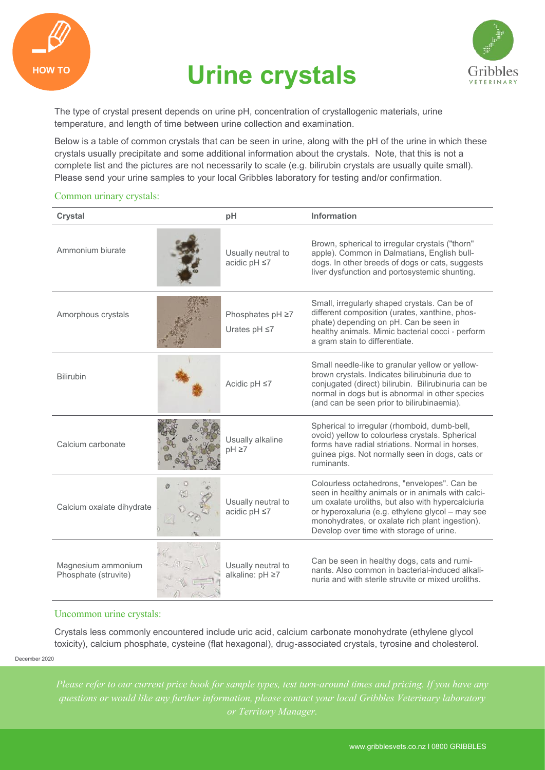HOW TO

# Urine crystals

The type of crystal present depends on urine pH, concentration of crystallogenic materials, urine temperature, and length of time between urine collection and examination.

Below is a table of common crystals that can be seen in urine, along with the pH of the urine in which these crystals usually precipitate and some additional information about the crystals. Note, that this is not a complete list and the pictures are not necessarily to scale (e.g. bilirubin crystals are usually quite small). Please send your urine samples to your local Gribbles laboratory for testing and/or confirmation.

## Common urinary crystals:

| Crystal | pH | Information |
|---|---|---|
| Ammonium biurate | Usually neutral to acidic pH ≤7 | Brown, spherical to irregular crystals ("thorn" apple). Common in Dalmatians, English bulldogs. In other breeds of dogs or cats, suggests liver dysfunction and portosystemic shunting. |
| Amorphous crystals | Phosphates pH ≥7<br>Urates pH ≤7 | Small, irregularly shaped crystals. Can be of different composition (urates, xanthine, phosphate) depending on pH. Can be seen in healthy animals. Mimic bacterial cocci - perform a gram stain to differentiate. |
| Bilirubin | Acidic pH ≤7 | Small needle-like to granular yellow or yellow-brown crystals. Indicates bilirubinuria due to conjugated (direct) bilirubin. Bilirubinuria can be normal in dogs but is abnormal in other species (and can be seen prior to bilirubinaemia). |
| Calcium carbonate | Usually alkaline pH ≥7 | Spherical to irregular (rhomboid, dumb-bell, ovoid) yellow to colourless crystals. Spherical forms have radial striations. Normal in horses, guinea pigs. Not normally seen in dogs, cats or ruminants. |
| Calcium oxalate dihydrate | Usually neutral to acidic pH ≤7 | Colourless octahedrons, "envelopes". Can be seen in healthy animals or in animals with calcium oxalate uroliths, but also with hypercalciuria or hyperoxaluria (e.g. ethylene glycol – may see monohydrates, or oxalate rich plant ingestion). Develop over time with storage of urine. |
| Magnesium ammonium Phosphate (struvite) | Usually neutral to alkaline: pH ≥7 | Can be seen in healthy dogs, cats and ruminants. Also common in bacterial-induced alkalinuria and with sterile struvite or mixed uroliths. |

## Uncommon urine crystals:

Crystals less commonly encountered include uric acid, calcium carbonate monohydrate (ethylene glycol toxicity), calcium phosphate, cysteine (flat hexagonal), drug-associated crystals, tyrosine and cholesterol.

December 2020

*Please refer to our current price book for sample types, test turn-around times and pricing. If you have any questions or would like any further information, please contact your local Gribbles Veterinary laboratory or Territory Manager.*

www.gribblesvets.co.nz I 0800 GRIBBLES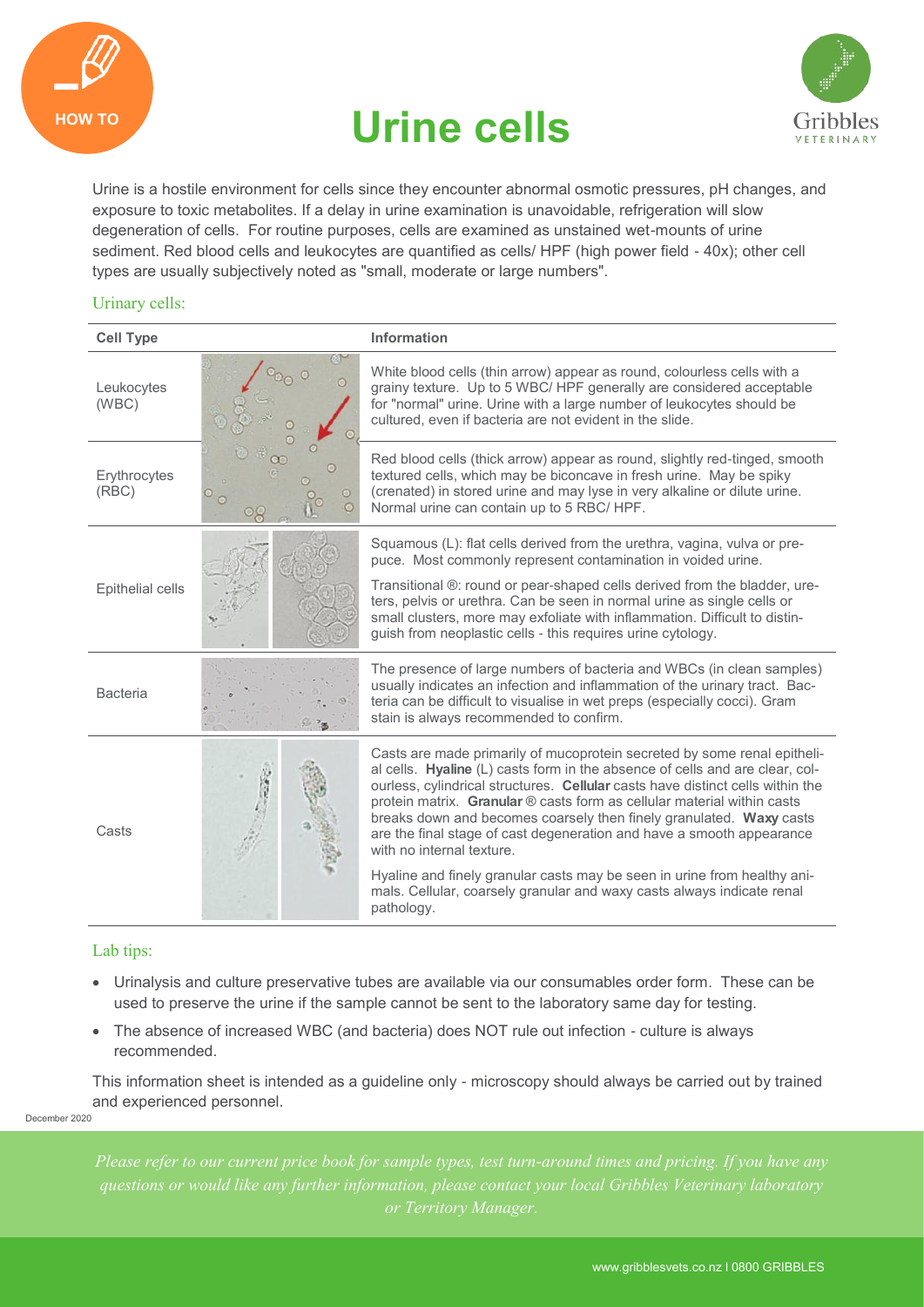# Urine cells

Urine is a hostile environment for cells since they encounter abnormal osmotic pressures, pH changes, and exposure to toxic metabolites. If a delay in urine examination is unavoidable, refrigeration will slow degeneration of cells. For routine purposes, cells are examined as unstained wet-mounts of urine sediment. Red blood cells and leukocytes are quantified as cells/ HPF (high power field - 40x); other cell types are usually subjectively noted as "small, moderate or large numbers".

## Urinary cells:

| Cell Type | Information |
|---|---|
| Leukocytes (WBC) | White blood cells (thin arrow) appear as round, colourless cells with a grainy texture. Up to 5 WBC/ HPF generally are considered acceptable for "normal" urine. Urine with a large number of leukocytes should be cultured, even if bacteria are not evident in the slide. |
| Erythrocytes (RBC) | Red blood cells (thick arrow) appear as round, slightly red-tinged, smooth textured cells, which may be biconcave in fresh urine. May be spiky (crenated) in stored urine and may lyse in very alkaline or dilute urine. Normal urine can contain up to 5 RBC/ HPF. |
| Epithelial cells | Squamous (L): flat cells derived from the urethra, vagina, vulva or prepuce. Most commonly represent contamination in voided urine. Transitional ®: round or pear-shaped cells derived from the bladder, ureters, pelvis or urethra. Can be seen in normal urine as single cells or small clusters, more may exfoliate with inflammation. Difficult to distinguish from neoplastic cells - this requires urine cytology. |
| Bacteria | The presence of large numbers of bacteria and WBCs (in clean samples) usually indicates an infection and inflammation of the urinary tract. Bacteria can be difficult to visualise in wet preps (especially cocci). Gram stain is always recommended to confirm. |
| Casts | Casts are made primarily of mucoprotein secreted by some renal epithelial cells. **Hyaline** (L) casts form in the absence of cells and are clear, colourless, cylindrical structures. **Cellular** casts have distinct cells within the protein matrix. **Granular** ® casts form as cellular material within casts breaks down and becomes coarsely then finely granulated. **Waxy** casts are the final stage of cast degeneration and have a smooth appearance with no internal texture. Hyaline and finely granular casts may be seen in urine from healthy animals. Cellular, coarsely granular and waxy casts always indicate renal pathology. |

## Lab tips:

- Urinalysis and culture preservative tubes are available via our consumables order form. These can be used to preserve the urine if the sample cannot be sent to the laboratory same day for testing.
- The absence of increased WBC (and bacteria) does NOT rule out infection - culture is always recommended.

This information sheet is intended as a guideline only - microscopy should always be carried out by trained and experienced personnel.

December 2020

*Please refer to our current price book for sample types, test turn-around times and pricing. If you have any questions or would like any further information, please contact your local Gribbles Veterinary laboratory or Territory Manager.*

www.gribblesvets.co.nz I 0800 GRIBBLES